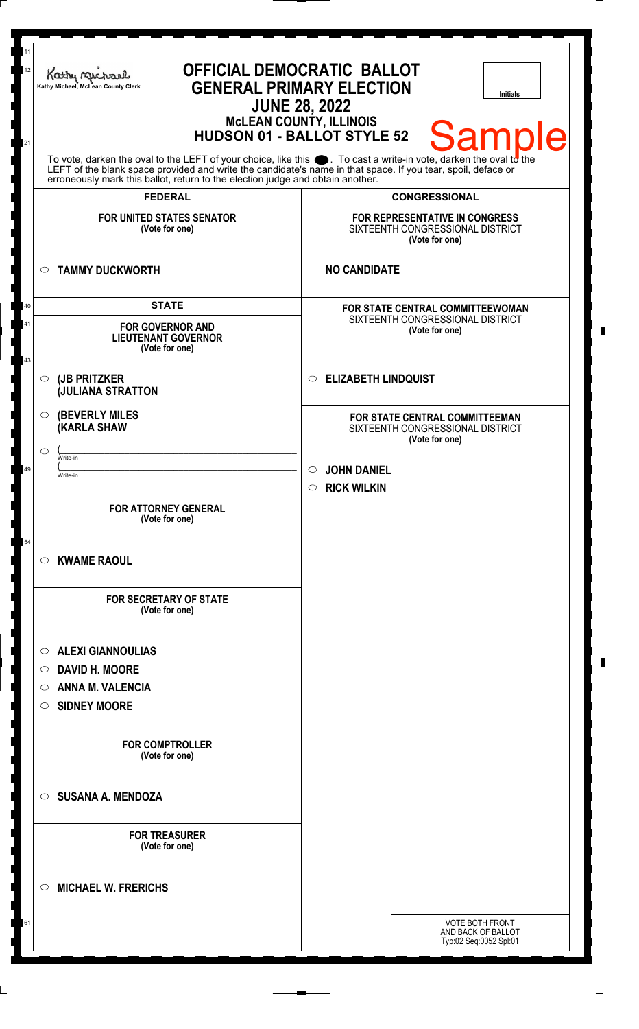Kathy Michael, McLean County Clerk

# OFFICIAL DEMOCRATIC BALLOT
## GENERAL PRIMARY ELECTION
## JUNE 28, 2022
### McLEAN COUNTY, ILLINOIS
### HUDSON 01 - BALLOT STYLE 52

Initials

Sample

To vote, darken the oval to the LEFT of your choice, like this ●. To cast a write-in vote, darken the oval to the LEFT of the blank space provided and write the candidate's name in that space. If you tear, spoil, deface or erroneously mark this ballot, return to the election judge and obtain another.

## FEDERAL

**FOR UNITED STATES SENATOR**
(Vote for one)

○ **TAMMY DUCKWORTH**

## STATE

**FOR GOVERNOR AND LIEUTENANT GOVERNOR**
(Vote for one)

○ **(JB PRITZKER**
**(JULIANA STRATTON**

○ **(BEVERLY MILES**
**(KARLA SHAW**

○ (\_\_\_\_\_\_\_\_\_\_\_\_\_\_\_\_ Write-in
(\_\_\_\_\_\_\_\_\_\_\_\_\_\_\_\_ Write-in

**FOR ATTORNEY GENERAL**
(Vote for one)

○ **KWAME RAOUL**

**FOR SECRETARY OF STATE**
(Vote for one)

○ **ALEXI GIANNOULIAS**
○ **DAVID H. MOORE**
○ **ANNA M. VALENCIA**
○ **SIDNEY MOORE**

**FOR COMPTROLLER**
(Vote for one)

○ **SUSANA A. MENDOZA**

**FOR TREASURER**
(Vote for one)

○ **MICHAEL W. FRERICHS**

## CONGRESSIONAL

**FOR REPRESENTATIVE IN CONGRESS**
SIXTEENTH CONGRESSIONAL DISTRICT
(Vote for one)

**NO CANDIDATE**

**FOR STATE CENTRAL COMMITTEEWOMAN**
SIXTEENTH CONGRESSIONAL DISTRICT
(Vote for one)

○ **ELIZABETH LINDQUIST**

**FOR STATE CENTRAL COMMITTEEMAN**
SIXTEENTH CONGRESSIONAL DISTRICT
(Vote for one)

○ **JOHN DANIEL**
○ **RICK WILKIN**

VOTE BOTH FRONT AND BACK OF BALLOT
Typ:02 Seq:0052 Spl:01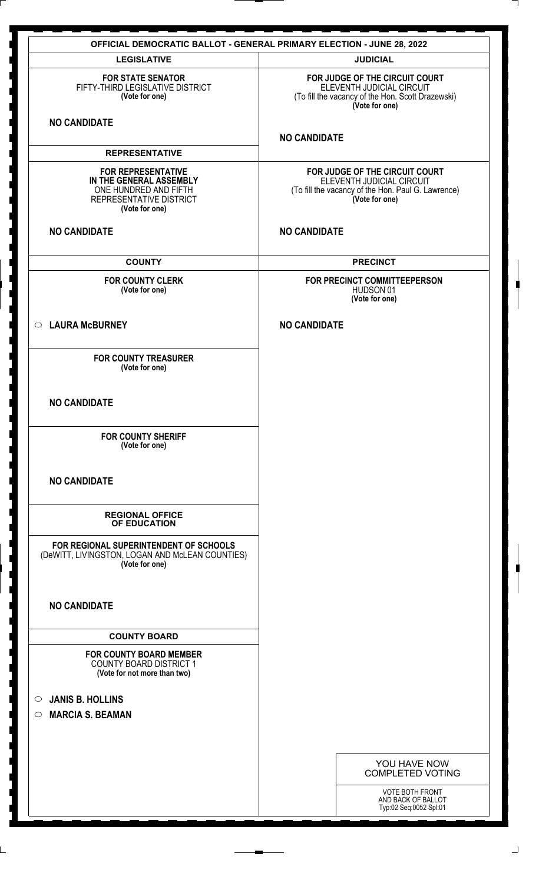# OFFICIAL DEMOCRATIC BALLOT - GENERAL PRIMARY ELECTION - JUNE 28, 2022

## LEGISLATIVE

**FOR STATE SENATOR**
FIFTY-THIRD LEGISLATIVE DISTRICT
**(Vote for one)**

**NO CANDIDATE**

## REPRESENTATIVE

**FOR REPRESENTATIVE IN THE GENERAL ASSEMBLY**
ONE HUNDRED AND FIFTH REPRESENTATIVE DISTRICT
**(Vote for one)**

**NO CANDIDATE**

## COUNTY

**FOR COUNTY CLERK**
**(Vote for one)**

- ○ **LAURA McBURNEY**

**FOR COUNTY TREASURER**
**(Vote for one)**

**NO CANDIDATE**

**FOR COUNTY SHERIFF**
**(Vote for one)**

**NO CANDIDATE**

## REGIONAL OFFICE OF EDUCATION

**FOR REGIONAL SUPERINTENDENT OF SCHOOLS**
(DeWITT, LIVINGSTON, LOGAN AND McLEAN COUNTIES)
**(Vote for one)**

**NO CANDIDATE**

## COUNTY BOARD

**FOR COUNTY BOARD MEMBER**
COUNTY BOARD DISTRICT 1
**(Vote for not more than two)**

- ○ **JANIS B. HOLLINS**
- ○ **MARCIA S. BEAMAN**

## JUDICIAL

**FOR JUDGE OF THE CIRCUIT COURT**
ELEVENTH JUDICIAL CIRCUIT
(To fill the vacancy of the Hon. Scott Drazewski)
**(Vote for one)**

**NO CANDIDATE**

**FOR JUDGE OF THE CIRCUIT COURT**
ELEVENTH JUDICIAL CIRCUIT
(To fill the vacancy of the Hon. Paul G. Lawrence)
**(Vote for one)**

**NO CANDIDATE**

## PRECINCT

**FOR PRECINCT COMMITTEEPERSON**
HUDSON 01
**(Vote for one)**

**NO CANDIDATE**

YOU HAVE NOW COMPLETED VOTING

VOTE BOTH FRONT AND BACK OF BALLOT
Typ:02 Seq:0052 Spl:01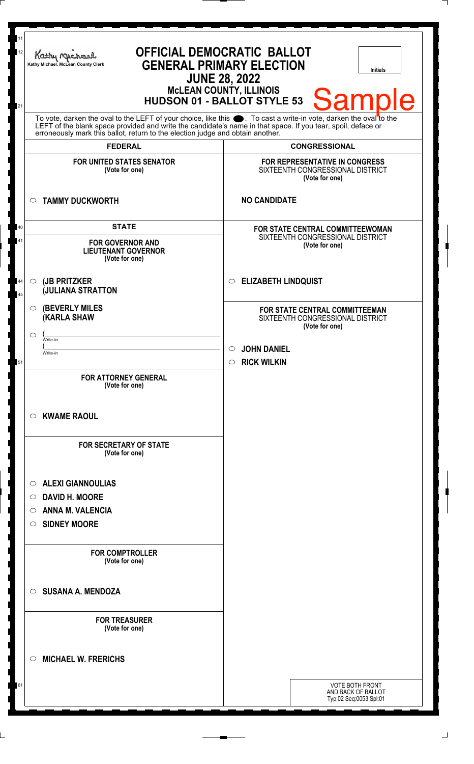Kathy Michael, McLean County Clerk

# OFFICIAL DEMOCRATIC BALLOT
## GENERAL PRIMARY ELECTION
## JUNE 28, 2022
### McLEAN COUNTY, ILLINOIS
### HUDSON 01 - BALLOT STYLE 53

Initials

Sample

To vote, darken the oval to the LEFT of your choice, like this ⬬. To cast a write-in vote, darken the oval to the LEFT of the blank space provided and write the candidate's name in that space. If you tear, spoil, deface or erroneously mark this ballot, return to the election judge and obtain another.

## FEDERAL

**FOR UNITED STATES SENATOR**
(Vote for one)

- ○ **TAMMY DUCKWORTH**

## STATE

**FOR GOVERNOR AND LIEUTENANT GOVERNOR**
(Vote for one)

- ○ **(JB PRITZKER (JULIANA STRATTON**
- ○ **(BEVERLY MILES (KARLA SHAW**
- ○ (\_\_\_\_\_\_\_\_\_\_ Write-in (\_\_\_\_\_\_\_\_\_\_ Write-in

**FOR ATTORNEY GENERAL**
(Vote for one)

- ○ **KWAME RAOUL**

**FOR SECRETARY OF STATE**
(Vote for one)

- ○ **ALEXI GIANNOULIAS**
- ○ **DAVID H. MOORE**
- ○ **ANNA M. VALENCIA**
- ○ **SIDNEY MOORE**

**FOR COMPTROLLER**
(Vote for one)

- ○ **SUSANA A. MENDOZA**

**FOR TREASURER**
(Vote for one)

- ○ **MICHAEL W. FRERICHS**

## CONGRESSIONAL

**FOR REPRESENTATIVE IN CONGRESS**
SIXTEENTH CONGRESSIONAL DISTRICT
(Vote for one)

**NO CANDIDATE**

**FOR STATE CENTRAL COMMITTEEWOMAN**
SIXTEENTH CONGRESSIONAL DISTRICT
(Vote for one)

- ○ **ELIZABETH LINDQUIST**

**FOR STATE CENTRAL COMMITTEEMAN**
SIXTEENTH CONGRESSIONAL DISTRICT
(Vote for one)

- ○ **JOHN DANIEL**
- ○ **RICK WILKIN**

VOTE BOTH FRONT AND BACK OF BALLOT
Typ:02 Seq:0053 Spl:01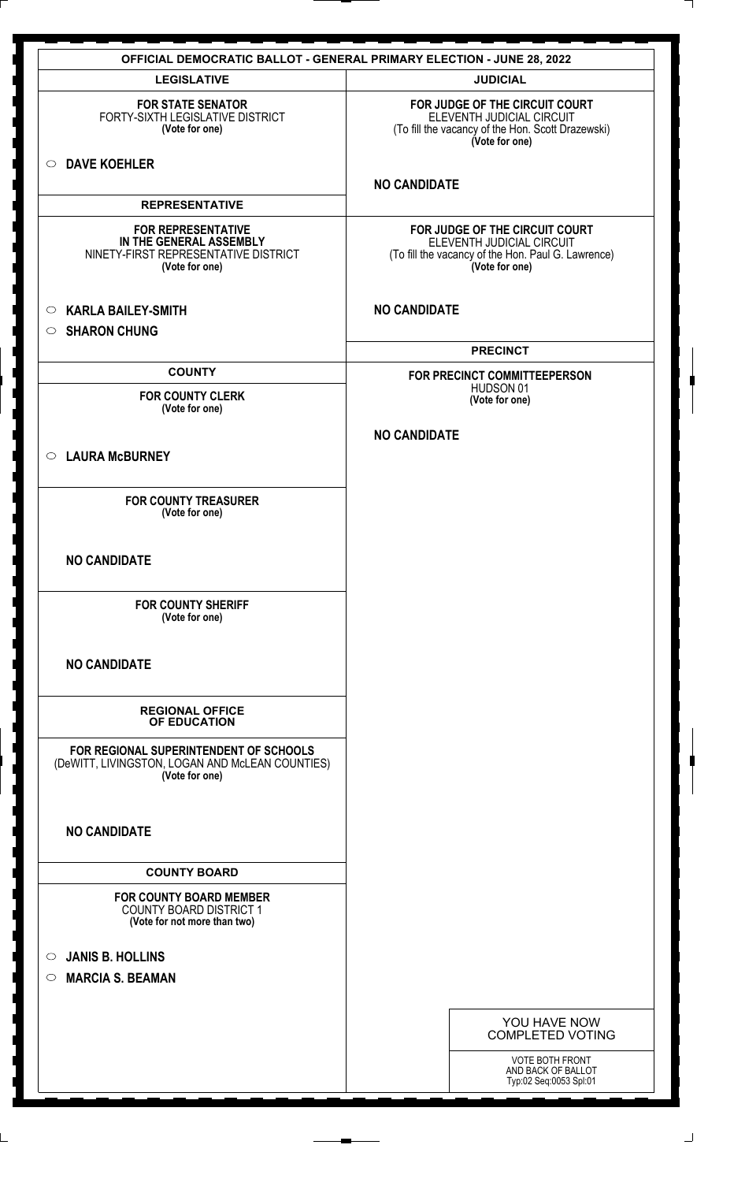## OFFICIAL DEMOCRATIC BALLOT - GENERAL PRIMARY ELECTION - JUNE 28, 2022

### LEGISLATIVE

**FOR STATE SENATOR**
FORTY-SIXTH LEGISLATIVE DISTRICT
**(Vote for one)**

- ○ **DAVE KOEHLER**

### REPRESENTATIVE

**FOR REPRESENTATIVE IN THE GENERAL ASSEMBLY**
NINETY-FIRST REPRESENTATIVE DISTRICT
**(Vote for one)**

- ○ **KARLA BAILEY-SMITH**
- ○ **SHARON CHUNG**

### COUNTY

**FOR COUNTY CLERK**
**(Vote for one)**

- ○ **LAURA McBURNEY**

**FOR COUNTY TREASURER**
**(Vote for one)**

**NO CANDIDATE**

**FOR COUNTY SHERIFF**
**(Vote for one)**

**NO CANDIDATE**

### REGIONAL OFFICE OF EDUCATION

**FOR REGIONAL SUPERINTENDENT OF SCHOOLS**
(DeWITT, LIVINGSTON, LOGAN AND McLEAN COUNTIES)
**(Vote for one)**

**NO CANDIDATE**

### COUNTY BOARD

**FOR COUNTY BOARD MEMBER**
COUNTY BOARD DISTRICT 1
**(Vote for not more than two)**

- ○ **JANIS B. HOLLINS**
- ○ **MARCIA S. BEAMAN**

### JUDICIAL

**FOR JUDGE OF THE CIRCUIT COURT**
ELEVENTH JUDICIAL CIRCUIT
(To fill the vacancy of the Hon. Scott Drazewski)
**(Vote for one)**

**NO CANDIDATE**

**FOR JUDGE OF THE CIRCUIT COURT**
ELEVENTH JUDICIAL CIRCUIT
(To fill the vacancy of the Hon. Paul G. Lawrence)
**(Vote for one)**

**NO CANDIDATE**

### PRECINCT

**FOR PRECINCT COMMITTEEPERSON**
HUDSON 01
**(Vote for one)**

**NO CANDIDATE**

YOU HAVE NOW COMPLETED VOTING

VOTE BOTH FRONT AND BACK OF BALLOT
Typ:02 Seq:0053 Spl:01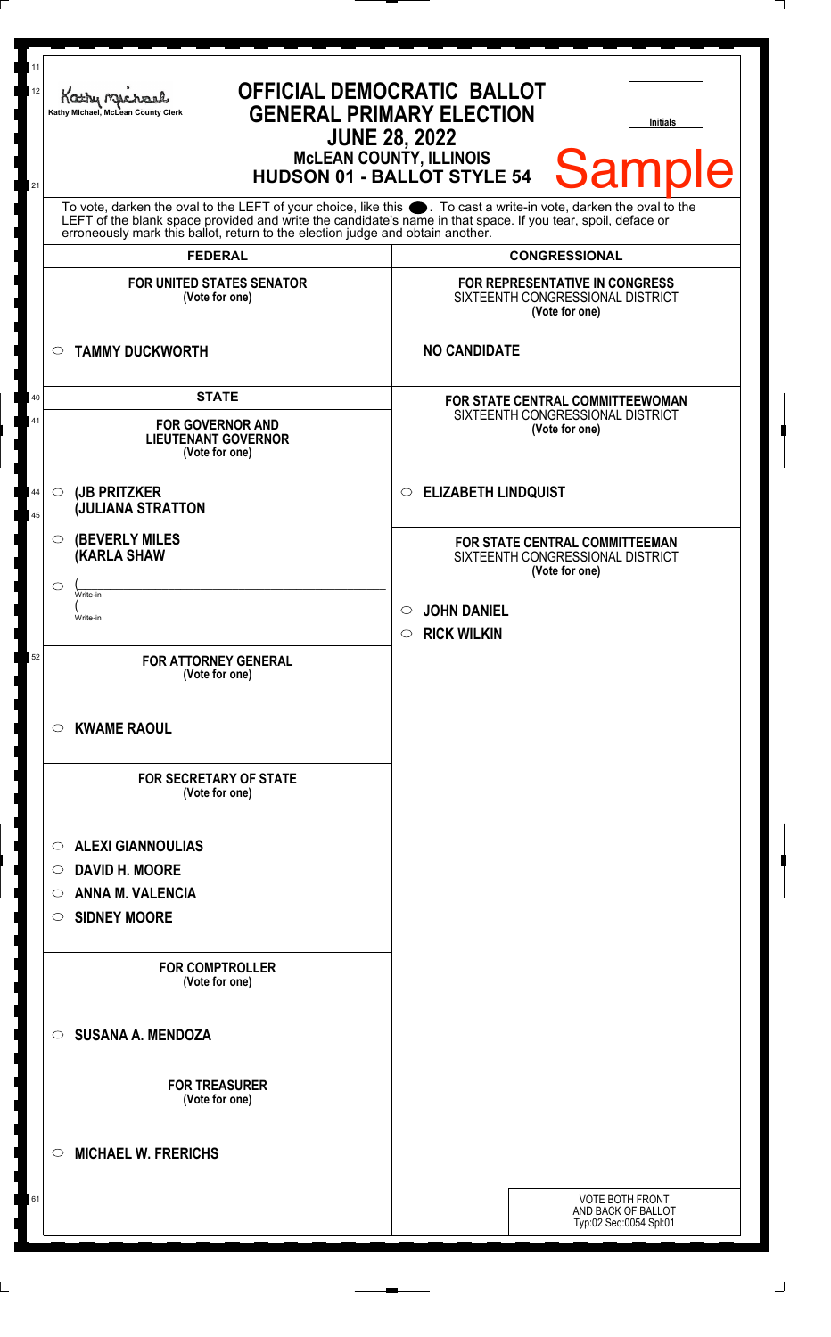Kathy Michael, McLean County Clerk

# OFFICIAL DEMOCRATIC BALLOT
## GENERAL PRIMARY ELECTION
## JUNE 28, 2022
### McLEAN COUNTY, ILLINOIS
### HUDSON 01 - BALLOT STYLE 54

Initials

Sample

To vote, darken the oval to the LEFT of your choice, like this ●. To cast a write-in vote, darken the oval to the LEFT of the blank space provided and write the candidate's name in that space. If you tear, spoil, deface or erroneously mark this ballot, return to the election judge and obtain another.

## FEDERAL

**FOR UNITED STATES SENATOR**
**(Vote for one)**

○ **TAMMY DUCKWORTH**

## STATE

**FOR GOVERNOR AND LIEUTENANT GOVERNOR**
**(Vote for one)**

○ **(JB PRITZKER**
**(JULIANA STRATTON**

○ **(BEVERLY MILES**
**(KARLA SHAW**

○ (______________________
Write-in
(______________________
Write-in

**FOR ATTORNEY GENERAL**
**(Vote for one)**

○ **KWAME RAOUL**

**FOR SECRETARY OF STATE**
**(Vote for one)**

○ **ALEXI GIANNOULIAS**
○ **DAVID H. MOORE**
○ **ANNA M. VALENCIA**
○ **SIDNEY MOORE**

**FOR COMPTROLLER**
**(Vote for one)**

○ **SUSANA A. MENDOZA**

**FOR TREASURER**
**(Vote for one)**

○ **MICHAEL W. FRERICHS**

## CONGRESSIONAL

**FOR REPRESENTATIVE IN CONGRESS**
SIXTEENTH CONGRESSIONAL DISTRICT
**(Vote for one)**

**NO CANDIDATE**

**FOR STATE CENTRAL COMMITTEEWOMAN**
SIXTEENTH CONGRESSIONAL DISTRICT
**(Vote for one)**

○ **ELIZABETH LINDQUIST**

**FOR STATE CENTRAL COMMITTEEMAN**
SIXTEENTH CONGRESSIONAL DISTRICT
**(Vote for one)**

○ **JOHN DANIEL**
○ **RICK WILKIN**

VOTE BOTH FRONT AND BACK OF BALLOT
Typ:02 Seq:0054 Spl:01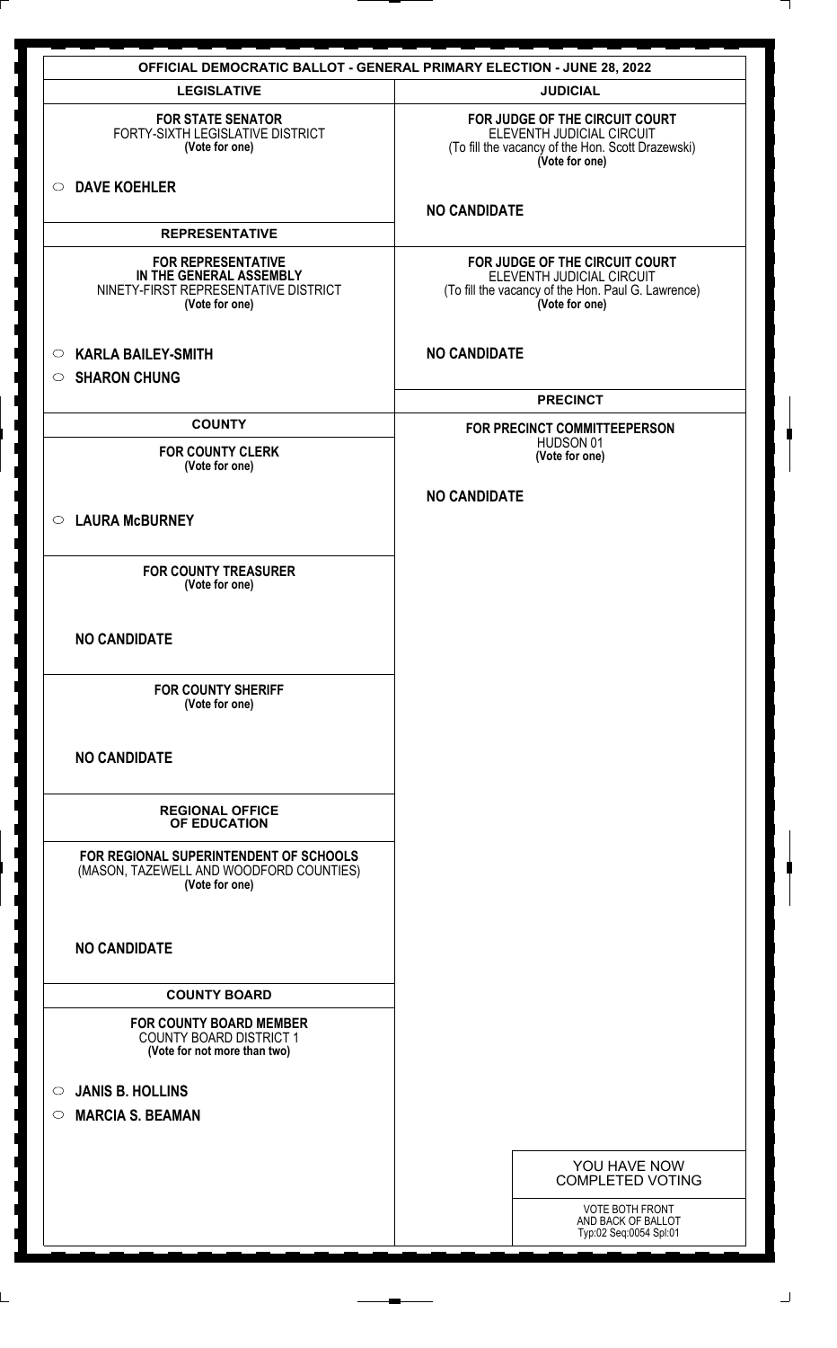# OFFICIAL DEMOCRATIC BALLOT - GENERAL PRIMARY ELECTION - JUNE 28, 2022

## LEGISLATIVE

**FOR STATE SENATOR**
FORTY-SIXTH LEGISLATIVE DISTRICT
**(Vote for one)**

- ○ **DAVE KOEHLER**

## REPRESENTATIVE

**FOR REPRESENTATIVE IN THE GENERAL ASSEMBLY**
NINETY-FIRST REPRESENTATIVE DISTRICT
**(Vote for one)**

- ○ **KARLA BAILEY-SMITH**
- ○ **SHARON CHUNG**

## COUNTY

**FOR COUNTY CLERK**
**(Vote for one)**

- ○ **LAURA McBURNEY**

**FOR COUNTY TREASURER**
**(Vote for one)**

**NO CANDIDATE**

**FOR COUNTY SHERIFF**
**(Vote for one)**

**NO CANDIDATE**

## REGIONAL OFFICE OF EDUCATION

**FOR REGIONAL SUPERINTENDENT OF SCHOOLS**
(MASON, TAZEWELL AND WOODFORD COUNTIES)
**(Vote for one)**

**NO CANDIDATE**

## COUNTY BOARD

**FOR COUNTY BOARD MEMBER**
COUNTY BOARD DISTRICT 1
**(Vote for not more than two)**

- ○ **JANIS B. HOLLINS**
- ○ **MARCIA S. BEAMAN**

## JUDICIAL

**FOR JUDGE OF THE CIRCUIT COURT**
ELEVENTH JUDICIAL CIRCUIT
(To fill the vacancy of the Hon. Scott Drazewski)
**(Vote for one)**

**NO CANDIDATE**

**FOR JUDGE OF THE CIRCUIT COURT**
ELEVENTH JUDICIAL CIRCUIT
(To fill the vacancy of the Hon. Paul G. Lawrence)
**(Vote for one)**

**NO CANDIDATE**

## PRECINCT

**FOR PRECINCT COMMITTEEPERSON**
HUDSON 01
**(Vote for one)**

**NO CANDIDATE**

YOU HAVE NOW COMPLETED VOTING

VOTE BOTH FRONT AND BACK OF BALLOT
Typ:02 Seq:0054 Spl:01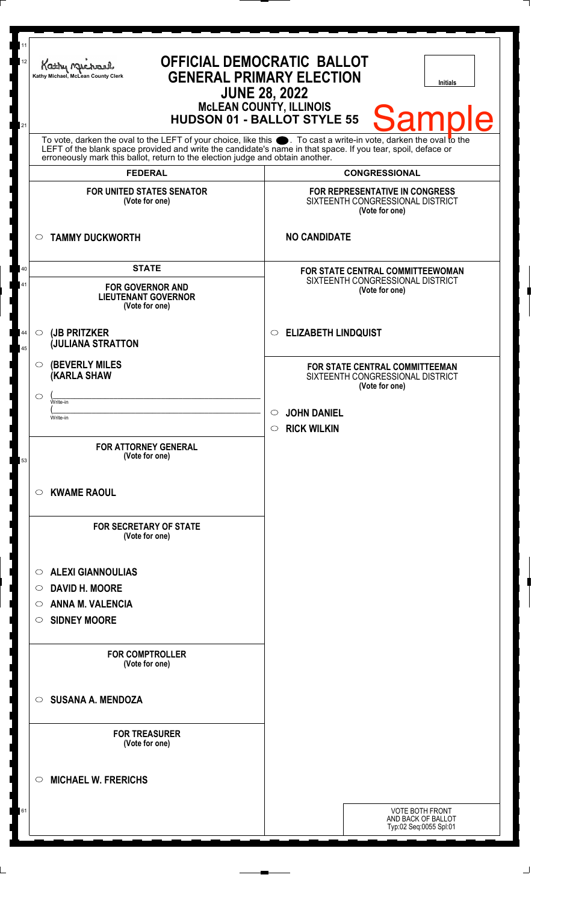Kathy Michael, McLean County Clerk

# OFFICIAL DEMOCRATIC BALLOT
## GENERAL PRIMARY ELECTION
## JUNE 28, 2022
### McLEAN COUNTY, ILLINOIS
### HUDSON 01 - BALLOT STYLE 55

Initials

Sample

To vote, darken the oval to the LEFT of your choice, like this ●. To cast a write-in vote, darken the oval to the LEFT of the blank space provided and write the candidate's name in that space. If you tear, spoil, deface or erroneously mark this ballot, return to the election judge and obtain another.

## FEDERAL

**FOR UNITED STATES SENATOR**
(Vote for one)

○ **TAMMY DUCKWORTH**

## STATE

**FOR GOVERNOR AND LIEUTENANT GOVERNOR**
(Vote for one)

○ **(JB PRITZKER**
**(JULIANA STRATTON**

○ **(BEVERLY MILES**
**(KARLA SHAW**

○ (______________________
Write-in
(______________________
Write-in

**FOR ATTORNEY GENERAL**
(Vote for one)

○ **KWAME RAOUL**

**FOR SECRETARY OF STATE**
(Vote for one)

○ **ALEXI GIANNOULIAS**
○ **DAVID H. MOORE**
○ **ANNA M. VALENCIA**
○ **SIDNEY MOORE**

**FOR COMPTROLLER**
(Vote for one)

○ **SUSANA A. MENDOZA**

**FOR TREASURER**
(Vote for one)

○ **MICHAEL W. FRERICHS**

## CONGRESSIONAL

**FOR REPRESENTATIVE IN CONGRESS**
SIXTEENTH CONGRESSIONAL DISTRICT
(Vote for one)

**NO CANDIDATE**

**FOR STATE CENTRAL COMMITTEEWOMAN**
SIXTEENTH CONGRESSIONAL DISTRICT
(Vote for one)

○ **ELIZABETH LINDQUIST**

**FOR STATE CENTRAL COMMITTEEMAN**
SIXTEENTH CONGRESSIONAL DISTRICT
(Vote for one)

○ **JOHN DANIEL**
○ **RICK WILKIN**

VOTE BOTH FRONT AND BACK OF BALLOT
Typ:02 Seq:0055 Spl:01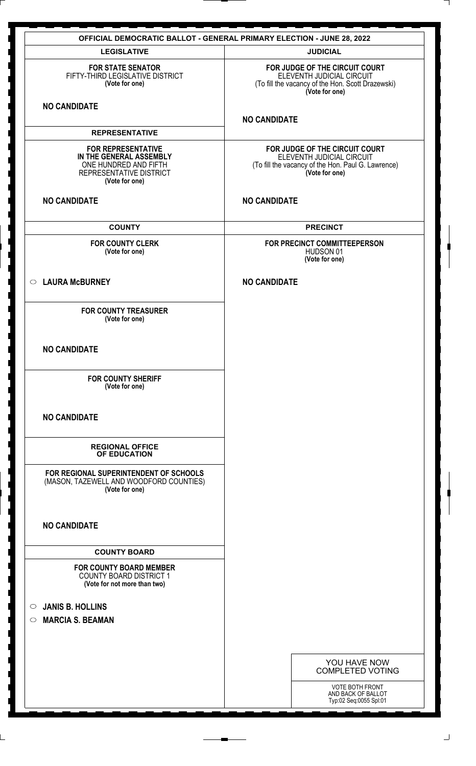## OFFICIAL DEMOCRATIC BALLOT - GENERAL PRIMARY ELECTION - JUNE 28, 2022

### LEGISLATIVE

**FOR STATE SENATOR**
FIFTY-THIRD LEGISLATIVE DISTRICT
**(Vote for one)**

**NO CANDIDATE**

### REPRESENTATIVE

**FOR REPRESENTATIVE IN THE GENERAL ASSEMBLY**
ONE HUNDRED AND FIFTH REPRESENTATIVE DISTRICT
**(Vote for one)**

**NO CANDIDATE**

### COUNTY

**FOR COUNTY CLERK**
**(Vote for one)**

- **LAURA McBURNEY**

**FOR COUNTY TREASURER**
**(Vote for one)**

**NO CANDIDATE**

**FOR COUNTY SHERIFF**
**(Vote for one)**

**NO CANDIDATE**

### REGIONAL OFFICE OF EDUCATION

**FOR REGIONAL SUPERINTENDENT OF SCHOOLS**
(MASON, TAZEWELL AND WOODFORD COUNTIES)
**(Vote for one)**

**NO CANDIDATE**

### COUNTY BOARD

**FOR COUNTY BOARD MEMBER**
COUNTY BOARD DISTRICT 1
**(Vote for not more than two)**

- **JANIS B. HOLLINS**
- **MARCIA S. BEAMAN**

### JUDICIAL

**FOR JUDGE OF THE CIRCUIT COURT**
ELEVENTH JUDICIAL CIRCUIT
(To fill the vacancy of the Hon. Scott Drazewski)
**(Vote for one)**

**NO CANDIDATE**

**FOR JUDGE OF THE CIRCUIT COURT**
ELEVENTH JUDICIAL CIRCUIT
(To fill the vacancy of the Hon. Paul G. Lawrence)
**(Vote for one)**

**NO CANDIDATE**

### PRECINCT

**FOR PRECINCT COMMITTEEPERSON**
HUDSON 01
**(Vote for one)**

**NO CANDIDATE**

YOU HAVE NOW COMPLETED VOTING

VOTE BOTH FRONT AND BACK OF BALLOT
Typ:02 Seq:0055 Spl:01